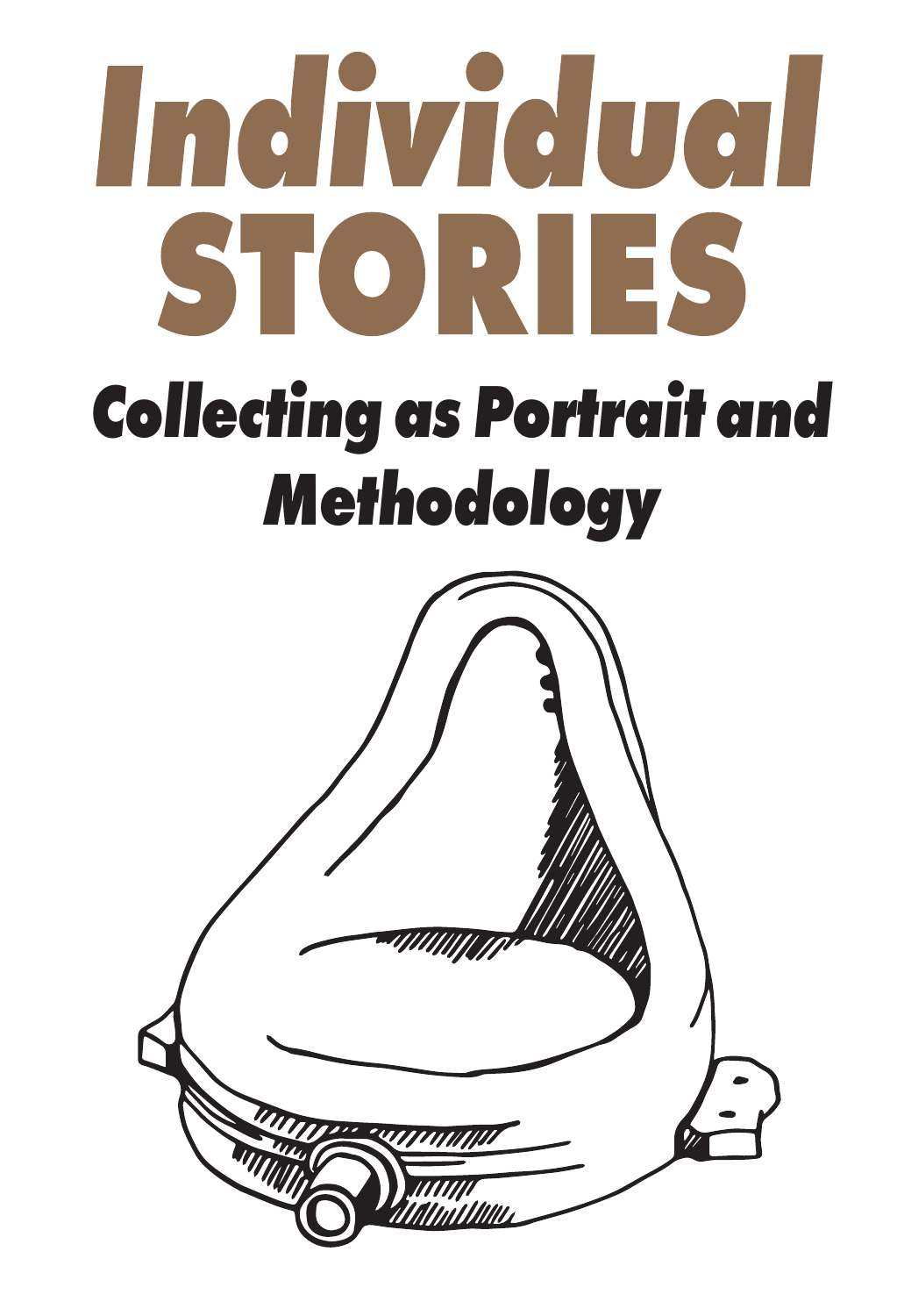# Individual STORIES

## Collecting as Portrait and Methodology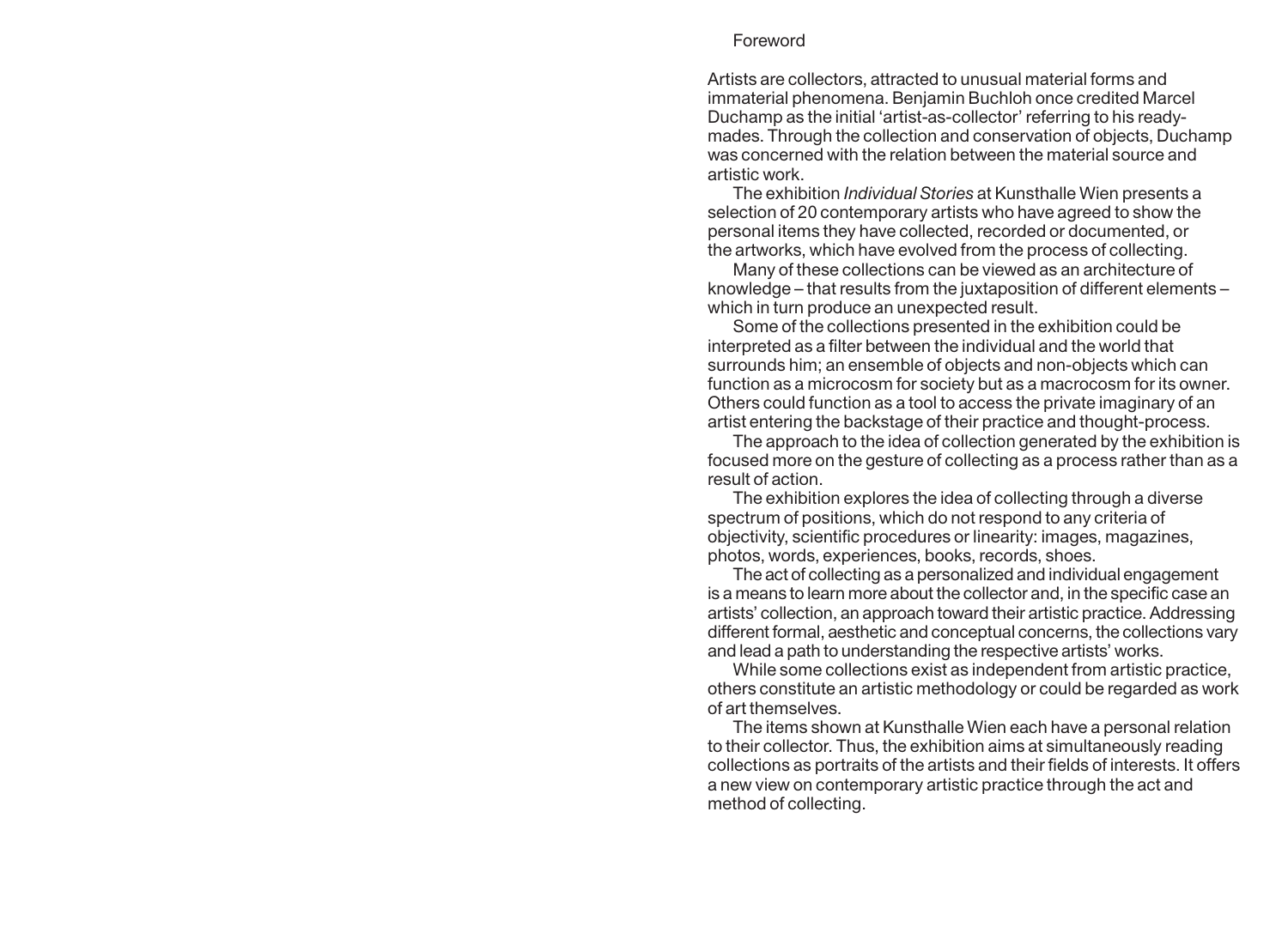# Foreword

Artists are collectors, attracted to unusual material forms and immaterial phenomena. Benjamin Buchloh once credited Marcel Duchamp as the initial 'artist-as-collector' referring to his ready-mades. Through the collection and conservation of objects, Duchamp was concerned with the relation between the material source and artistic work.

The exhibition *Individual Stories* at Kunsthalle Wien presents a selection of 20 contemporary artists who have agreed to show the personal items they have collected, recorded or documented, or the artworks, which have evolved from the process of collecting.

Many of these collections can be viewed as an architecture of knowledge – that results from the juxtaposition of different elements – which in turn produce an unexpected result.

Some of the collections presented in the exhibition could be interpreted as a filter between the individual and the world that surrounds him; an ensemble of objects and non-objects which can function as a microcosm for society but as a macrocosm for its owner. Others could function as a tool to access the private imaginary of an artist entering the backstage of their practice and thought-process.

The approach to the idea of collection generated by the exhibition is focused more on the gesture of collecting as a process rather than as a result of action.

The exhibition explores the idea of collecting through a diverse spectrum of positions, which do not respond to any criteria of objectivity, scientific procedures or linearity: images, magazines, photos, words, experiences, books, records, shoes.

The act of collecting as a personalized and individual engagement is a means to learn more about the collector and, in the specific case an artists' collection, an approach toward their artistic practice. Addressing different formal, aesthetic and conceptual concerns, the collections vary and lead a path to understanding the respective artists' works.

While some collections exist as independent from artistic practice, others constitute an artistic methodology or could be regarded as work of art themselves.

The items shown at Kunsthalle Wien each have a personal relation to their collector. Thus, the exhibition aims at simultaneously reading collections as portraits of the artists and their fields of interests. It offers a new view on contemporary artistic practice through the act and method of collecting.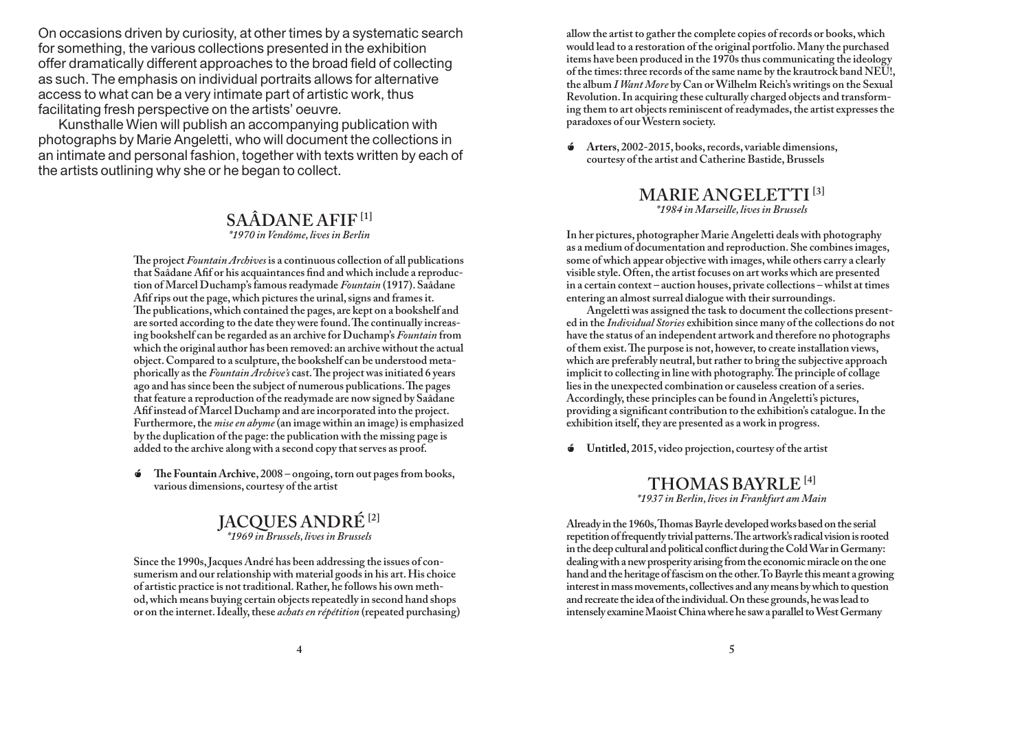On occasions driven by curiosity, at other times by a systematic search for something, the various collections presented in the exhibition offer dramatically different approaches to the broad field of collecting as such. The emphasis on individual portraits allows for alternative access to what can be a very intimate part of artistic work, thus facilitating fresh perspective on the artists' oeuvre.

Kunsthalle Wien will publish an accompanying publication with photographs by Marie Angeletti, who will document the collections in an intimate and personal fashion, together with texts written by each of the artists outlining why she or he began to collect.

## SAÂDANE AFIF [1]

*\*1970 in Vendôme, lives in Berlin*

**The project *Fountain Archives* is a continuous collection of all publications that Saâdane Afif or his acquaintances find and which include a reproduction of Marcel Duchamp's famous readymade *Fountain* (1917). Saâdane Afif rips out the page, which pictures the urinal, signs and frames it. The publications, which contained the pages, are kept on a bookshelf and are sorted according to the date they were found. The continually increasing bookshelf can be regarded as an archive for Duchamp's *Fountain* from which the original author has been removed: an archive without the actual object. Compared to a sculpture, the bookshelf can be understood metaphorically as the *Fountain Archive's* cast. The project was initiated 6 years ago and has since been the subject of numerous publications. The pages that feature a reproduction of the readymade are now signed by Saâdane Afif instead of Marcel Duchamp and are incorporated into the project. Furthermore, the *mise en abyme* (an image within an image) is emphasized by the duplication of the page: the publication with the missing page is added to the archive along with a second copy that serves as proof.**

**The Fountain Archive, 2008 – ongoing, torn out pages from books, various dimensions, courtesy of the artist**

## JACQUES ANDRÉ [2]

*\*1969 in Brussels, lives in Brussels*

**Since the 1990s, Jacques André has been addressing the issues of consumerism and our relationship with material goods in his art. His choice of artistic practice is not traditional. Rather, he follows his own method, which means buying certain objects repeatedly in second hand shops or on the internet. Ideally, these *achats en répétition* (repeated purchasing) allow the artist to gather the complete copies of records or books, which would lead to a restoration of the original portfolio. Many the purchased items have been produced in the 1970s thus communicating the ideology of the times: three records of the same name by the krautrock band NEU!, the album *I Want More* by Can or Wilhelm Reich's writings on the Sexual Revolution. In acquiring these culturally charged objects and transforming them to art objects reminiscent of readymades, the artist expresses the paradoxes of our Western society.**

**Arters, 2002-2015, books, records, variable dimensions, courtesy of the artist and Catherine Bastide, Brussels**

## MARIE ANGELETTI [3]

*\*1984 in Marseille, lives in Brussels*

**In her pictures, photographer Marie Angeletti deals with photography as a medium of documentation and reproduction. She combines images, some of which appear objective with images, while others carry a clearly visible style. Often, the artist focuses on art works which are presented in a certain context – auction houses, private collections – whilst at times entering an almost surreal dialogue with their surroundings.**

**Angeletti was assigned the task to document the collections presented in the *Individual Stories* exhibition since many of the collections do not have the status of an independent artwork and therefore no photographs of them exist. The purpose is not, however, to create installation views, which are preferably neutral, but rather to bring the subjective approach implicit to collecting in line with photography. The principle of collage lies in the unexpected combination or causeless creation of a series. Accordingly, these principles can be found in Angeletti's pictures, providing a significant contribution to the exhibition's catalogue. In the exhibition itself, they are presented as a work in progress.**

**Untitled, 2015, video projection, courtesy of the artist**

## THOMAS BAYRLE [4]

*\*1937 in Berlin, lives in Frankfurt am Main*

**Already in the 1960s, Thomas Bayrle developed works based on the serial repetition of frequently trivial patterns. The artwork's radical vision is rooted in the deep cultural and political conflict during the Cold War in Germany: dealing with a new prosperity arising from the economic miracle on the one hand and the heritage of fascism on the other. To Bayrle this meant a growing interest in mass movements, collectives and any means by which to question and recreate the idea of the individual. On these grounds, he was lead to intensely examine Maoist China where he saw a parallel to West Germany**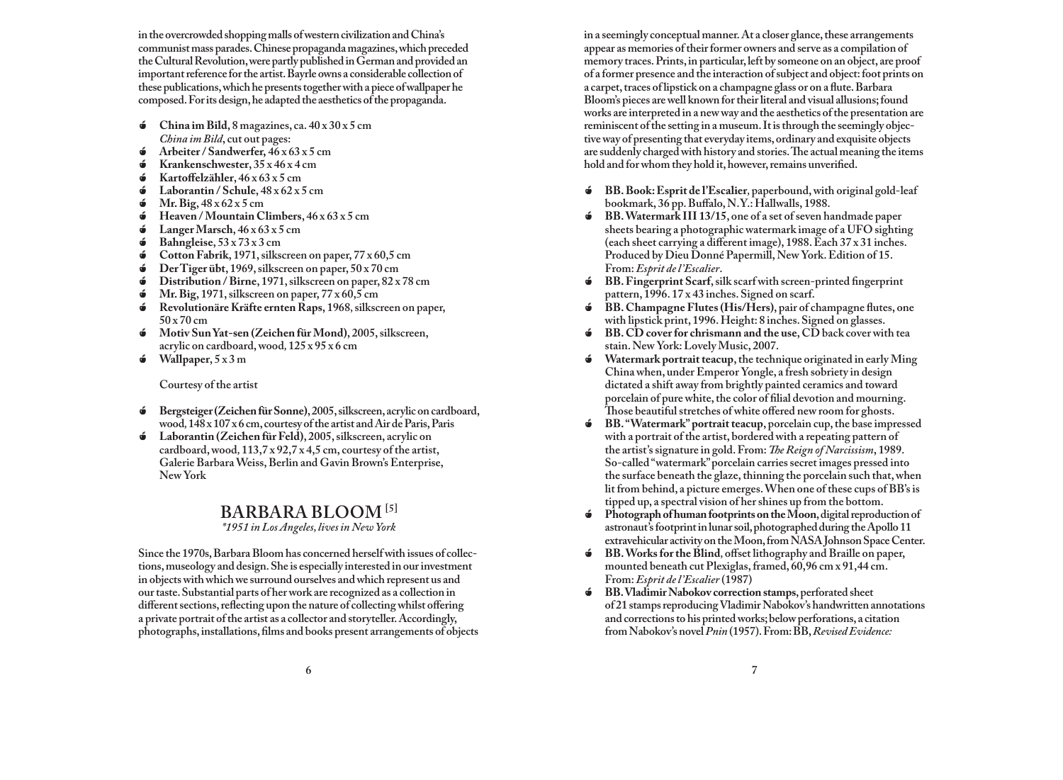in the overcrowded shopping malls of western civilization and China's communist mass parades. Chinese propaganda magazines, which preceded the Cultural Revolution, were partly published in German and provided an important reference for the artist. Bayrle owns a considerable collection of these publications, which he presents together with a piece of wallpaper he composed. For its design, he adapted the aesthetics of the propaganda.

- **China im Bild**, 8 magazines, ca. 40 x 30 x 5 cm
  *China im Bild*, cut out pages:
- **Arbeiter / Sandwerfer**, 46 x 63 x 5 cm
- **Krankenschwester**, 35 x 46 x 4 cm
- **Kartoffelzähler**, 46 x 63 x 5 cm
- **Laborantin / Schule**, 48 x 62 x 5 cm
- **Mr. Big**, 48 x 62 x 5 cm
- **Heaven / Mountain Climbers**, 46 x 63 x 5 cm
- **Langer Marsch**, 46 x 63 x 5 cm
- **Bahngleise**, 53 x 73 x 3 cm
- **Cotton Fabrik**, 1971, silkscreen on paper, 77 x 60,5 cm
- **Der Tiger übt**, 1969, silkscreen on paper, 50 x 70 cm
- **Distribution / Birne**, 1971, silkscreen on paper, 82 x 78 cm
- **Mr. Big**, 1971, silkscreen on paper, 77 x 60,5 cm
- **Revolutionäre Kräfte ernten Raps**, 1968, silkscreen on paper, 50 x 70 cm
- **Motiv Sun Yat-sen (Zeichen für Mond)**, 2005, silkscreen, acrylic on cardboard, wood, 125 x 95 x 6 cm
- **Wallpaper**, 5 x 3 m

Courtesy of the artist

- **Bergsteiger (Zeichen für Sonne)**, 2005, silkscreen, acrylic on cardboard, wood, 148 x 107 x 6 cm, courtesy of the artist and Air de Paris, Paris
- **Laborantin (Zeichen für Feld)**, 2005, silkscreen, acrylic on cardboard, wood, 113,7 x 92,7 x 4,5 cm, courtesy of the artist, Galerie Barbara Weiss, Berlin and Gavin Brown's Enterprise, New York

## BARBARA BLOOM [5]

*\*1951 in Los Angeles, lives in New York*

Since the 1970s, Barbara Bloom has concerned herself with issues of collections, museology and design. She is especially interested in our investment in objects with which we surround ourselves and which represent us and our taste. Substantial parts of her work are recognized as a collection in different sections, reflecting upon the nature of collecting whilst offering a private portrait of the artist as a collector and storyteller. Accordingly, photographs, installations, films and books present arrangements of objects in a seemingly conceptual manner. At a closer glance, these arrangements appear as memories of their former owners and serve as a compilation of memory traces. Prints, in particular, left by someone on an object, are proof of a former presence and the interaction of subject and object: foot prints on a carpet, traces of lipstick on a champagne glass or on a flute. Barbara Bloom's pieces are well known for their literal and visual allusions; found works are interpreted in a new way and the aesthetics of the presentation are reminiscent of the setting in a museum. It is through the seemingly objective way of presenting that everyday items, ordinary and exquisite objects are suddenly charged with history and stories. The actual meaning the items hold and for whom they hold it, however, remains unverified.

- **BB. Book: Esprit de l'Escalier**, paperbound, with original gold-leaf bookmark, 36 pp. Buffalo, N.Y.: Hallwalls, 1988.
- **BB. Watermark III 13/15**, one of a set of seven handmade paper sheets bearing a photographic watermark image of a UFO sighting (each sheet carrying a different image), 1988. Each 37 x 31 inches. Produced by Dieu Donné Papermill, New York. Edition of 15. From: *Esprit de l'Escalier*.
- **BB. Fingerprint Scarf**, silk scarf with screen-printed fingerprint pattern, 1996. 17 x 43 inches. Signed on scarf.
- **BB. Champagne Flutes (His/Hers)**, pair of champagne flutes, one with lipstick print, 1996. Height: 8 inches. Signed on glasses.
- **BB. CD cover for chrismann and the use**, CD back cover with tea stain. New York: Lovely Music, 2007.
- **Watermark portrait teacup**, the technique originated in early Ming China when, under Emperor Yongle, a fresh sobriety in design dictated a shift away from brightly painted ceramics and toward porcelain of pure white, the color of filial devotion and mourning. Those beautiful stretches of white offered new room for ghosts.
- **BB. "Watermark" portrait teacup**, porcelain cup, the base impressed with a portrait of the artist, bordered with a repeating pattern of the artist's signature in gold. From: *The Reign of Narcissism*, 1989. So-called "watermark" porcelain carries secret images pressed into the surface beneath the glaze, thinning the porcelain such that, when lit from behind, a picture emerges. When one of these cups of BB's is tipped up, a spectral vision of her shines up from the bottom.
- **Photograph of human footprints on the Moon**, digital reproduction of astronaut's footprint in lunar soil, photographed during the Apollo 11 extravehicular activity on the Moon, from NASA Johnson Space Center.
- **BB. Works for the Blind**, offset lithography and Braille on paper, mounted beneath cut Plexiglas, framed, 60,96 cm x 91,44 cm. From: *Esprit de l'Escalier* (1987)
- **BB. Vladimir Nabokov correction stamps**, perforated sheet of 21 stamps reproducing Vladimir Nabokov's handwritten annotations and corrections to his printed works; below perforations, a citation from Nabokov's novel *Pnin* (1957). From: BB, *Revised Evidence:*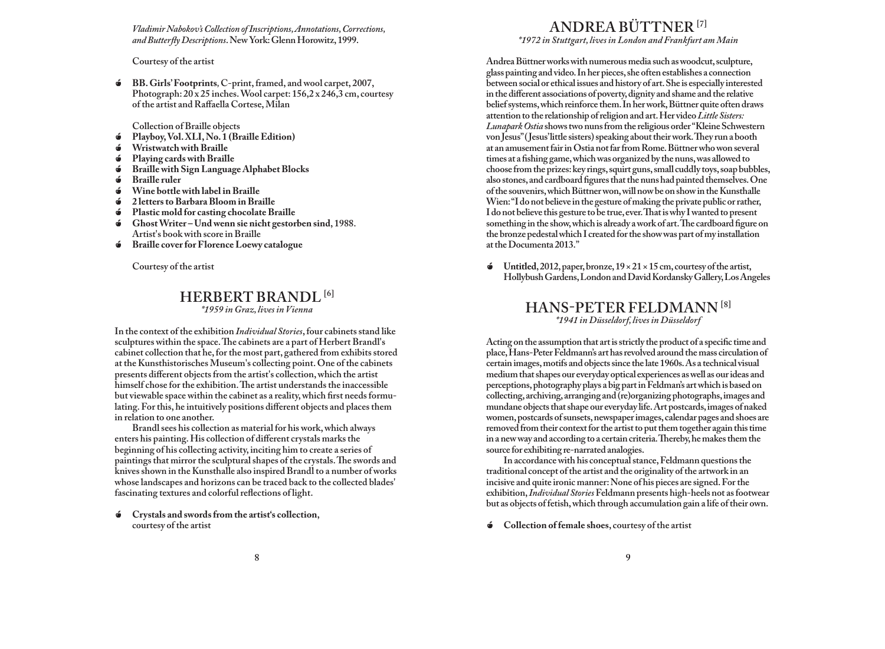*Vladimir Nabokov's Collection of Inscriptions, Annotations, Corrections, and Butterfly Descriptions*. New York: Glenn Horowitz, 1999.

Courtesy of the artist

- **BB. Girls' Footprints**, C-print, framed, and wool carpet, 2007, Photograph: 20 x 25 inches. Wool carpet: 156,2 x 246,3 cm, courtesy of the artist and Raffaella Cortese, Milan

Collection of Braille objects

- **Playboy, Vol. XLI, No. 1 (Braille Edition)**
- **Wristwatch with Braille**
- **Playing cards with Braille**
- **Braille with Sign Language Alphabet Blocks**
- **Braille ruler**
- **Wine bottle with label in Braille**
- **2 letters to Barbara Bloom in Braille**
- **Plastic mold for casting chocolate Braille**
- **Ghost Writer – Und wenn sie nicht gestorben sind**, 1988. Artist's book with score in Braille
- **Braille cover for Florence Loewy catalogue**

Courtesy of the artist

## HERBERT BRANDL [6]

*\*1959 in Graz, lives in Vienna*

In the context of the exhibition *Individual Stories*, four cabinets stand like sculptures within the space. The cabinets are a part of Herbert Brandl's cabinet collection that he, for the most part, gathered from exhibits stored at the Kunsthistorisches Museum's collecting point. One of the cabinets presents different objects from the artist's collection, which the artist himself chose for the exhibition. The artist understands the inaccessible but viewable space within the cabinet as a reality, which first needs formulating. For this, he intuitively positions different objects and places them in relation to one another.

Brandl sees his collection as material for his work, which always enters his painting. His collection of different crystals marks the beginning of his collecting activity, inciting him to create a series of paintings that mirror the sculptural shapes of the crystals. The swords and knives shown in the Kunsthalle also inspired Brandl to a number of works whose landscapes and horizons can be traced back to the collected blades' fascinating textures and colorful reflections of light.

- **Crystals and swords from the artist's collection**, courtesy of the artist

## ANDREA BÜTTNER [7]

*\*1972 in Stuttgart, lives in London and Frankfurt am Main*

Andrea Büttner works with numerous media such as woodcut, sculpture, glass painting and video. In her pieces, she often establishes a connection between social or ethical issues and history of art. She is especially interested in the different associations of poverty, dignity and shame and the relative belief systems, which reinforce them. In her work, Büttner quite often draws attention to the relationship of religion and art. Her video *Little Sisters: Lunapark Ostia* shows two nuns from the religious order "Kleine Schwestern von Jesus" (Jesus' little sisters) speaking about their work. They run a booth at an amusement fair in Ostia not far from Rome. Büttner who won several times at a fishing game, which was organized by the nuns, was allowed to choose from the prizes: key rings, squirt guns, small cuddly toys, soap bubbles, also stones, and cardboard figures that the nuns had painted themselves. One of the souvenirs, which Büttner won, will now be on show in the Kunsthalle Wien: "I do not believe in the gesture of making the private public or rather, I do not believe this gesture to be true, ever. That is why I wanted to present something in the show, which is already a work of art. The cardboard figure on the bronze pedestal which I created for the show was part of my installation at the Documenta 2013."

- **Untitled**, 2012, paper, bronze, 19 × 21 × 15 cm, courtesy of the artist, Hollybush Gardens, London and David Kordansky Gallery, Los Angeles

## HANS-PETER FELDMANN [8]

*\*1941 in Düsseldorf, lives in Düsseldorf*

Acting on the assumption that art is strictly the product of a specific time and place, Hans-Peter Feldmann's art has revolved around the mass circulation of certain images, motifs and objects since the late 1960s. As a technical visual medium that shapes our everyday optical experiences as well as our ideas and perceptions, photography plays a big part in Feldman's art which is based on collecting, archiving, arranging and (re)organizing photographs, images and mundane objects that shape our everyday life. Art postcards, images of naked women, postcards of sunsets, newspaper images, calendar pages and shoes are removed from their context for the artist to put them together again this time in a new way and according to a certain criteria. Thereby, he makes them the source for exhibiting re-narrated analogies.

In accordance with his conceptual stance, Feldmann questions the traditional concept of the artist and the originality of the artwork in an incisive and quite ironic manner: None of his pieces are signed. For the exhibition, *Individual Stories* Feldmann presents high-heels not as footwear but as objects of fetish, which through accumulation gain a life of their own.

- **Collection of female shoes**, courtesy of the artist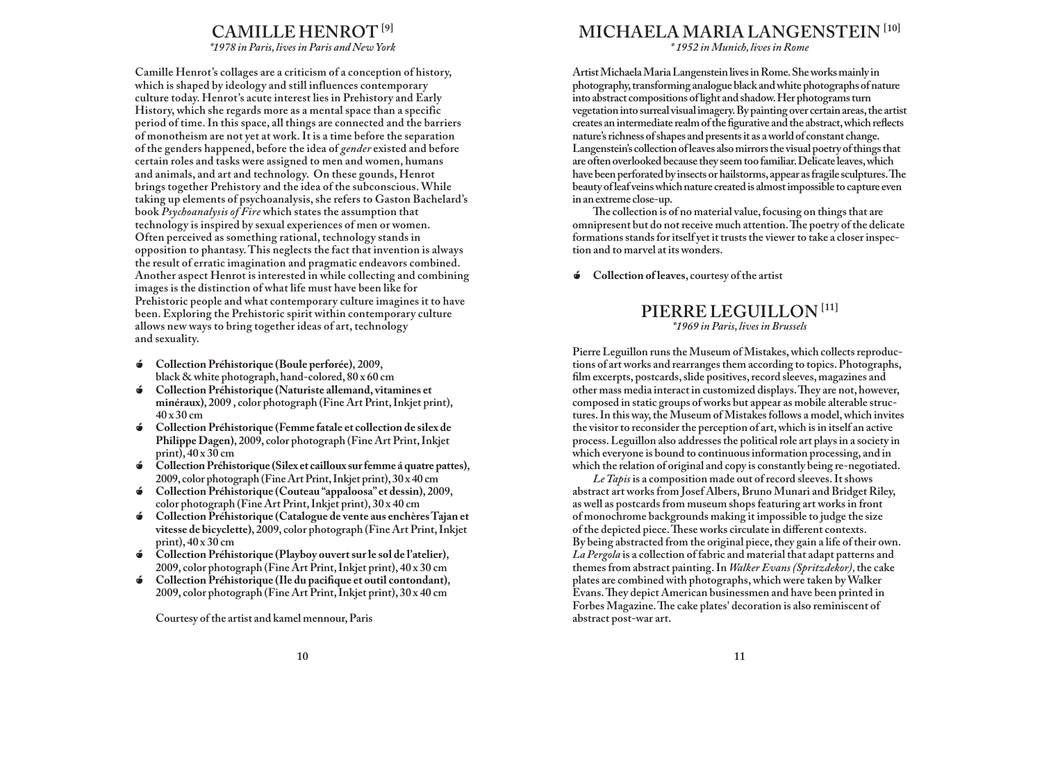## CAMILLE HENROT [9]

*\*1978 in Paris, lives in Paris and New York*

Camille Henrot's collages are a criticism of a conception of history, which is shaped by ideology and still influences contemporary culture today. Henrot's acute interest lies in Prehistory and Early History, which she regards more as a mental space than a specific period of time. In this space, all things are connected and the barriers of monotheism are not yet at work. It is a time before the separation of the genders happened, before the idea of *gender* existed and before certain roles and tasks were assigned to men and women, humans and animals, and art and technology. On these gounds, Henrot brings together Prehistory and the idea of the subconscious. While taking up elements of psychoanalysis, she refers to Gaston Bachelard's book *Psychoanalysis of Fire* which states the assumption that technology is inspired by sexual experiences of men or women. Often perceived as something rational, technology stands in opposition to phantasy. This neglects the fact that invention is always the result of erratic imagination and pragmatic endeavors combined. Another aspect Henrot is interested in while collecting and combining images is the distinction of what life must have been like for Prehistoric people and what contemporary culture imagines it to have been. Exploring the Prehistoric spirit within contemporary culture allows new ways to bring together ideas of art, technology and sexuality.

- **Collection Préhistorique (Boule perforée)**, 2009, black & white photograph, hand-colored, 80 x 60 cm
- **Collection Préhistorique (Naturiste allemand, vitamines et minéraux)**, 2009 , color photograph (Fine Art Print, Inkjet print), 40 x 30 cm
- **Collection Préhistorique (Femme fatale et collection de silex de Philippe Dagen)**, 2009, color photograph (Fine Art Print, Inkjet print), 40 x 30 cm
- **Collection Préhistorique (Silex et cailloux sur femme á quatre pattes)**, 2009, color photograph (Fine Art Print, Inkjet print), 30 x 40 cm
- **Collection Préhistorique (Couteau "appaloosa" et dessin)**, 2009, color photograph (Fine Art Print, Inkjet print), 30 x 40 cm
- **Collection Préhistorique (Catalogue de vente aus enchères Tajan et vitesse de bicyclette)**, 2009, color photograph (Fine Art Print, Inkjet print), 40 x 30 cm
- **Collection Préhistorique (Playboy ouvert sur le sol de l'atelier)**, 2009, color photograph (Fine Art Print, Inkjet print), 40 x 30 cm
- **Collection Préhistorique (Ile du pacifique et outil contondant)**, 2009, color photograph (Fine Art Print, Inkjet print), 30 x 40 cm

Courtesy of the artist and kamel mennour, Paris

## MICHAELA MARIA LANGENSTEIN [10]

*\* 1952 in Munich, lives in Rome*

Artist Michaela Maria Langenstein lives in Rome. She works mainly in photography, transforming analogue black and white photographs of nature into abstract compositions of light and shadow. Her photograms turn vegetation into surreal visual imagery. By painting over certain areas, the artist creates an intermediate realm of the figurative and the abstract, which reflects nature's richness of shapes and presents it as a world of constant change. Langenstein's collection of leaves also mirrors the visual poetry of things that are often overlooked because they seem too familiar. Delicate leaves, which have been perforated by insects or hailstorms, appear as fragile sculptures. The beauty of leaf veins which nature created is almost impossible to capture even in an extreme close-up.

The collection is of no material value, focusing on things that are omnipresent but do not receive much attention. The poetry of the delicate formations stands for itself yet it trusts the viewer to take a closer inspection and to marvel at its wonders.

- **Collection of leaves**, courtesy of the artist

## PIERRE LEGUILLON [11]

*\*1969 in Paris, lives in Brussels*

Pierre Leguillon runs the Museum of Mistakes, which collects reproductions of art works and rearranges them according to topics. Photographs, film excerpts, postcards, slide positives, record sleeves, magazines and other mass media interact in customized displays. They are not, however, composed in static groups of works but appear as mobile alterable structures. In this way, the Museum of Mistakes follows a model, which invites the visitor to reconsider the perception of art, which is in itself an active process. Leguillon also addresses the political role art plays in a society in which everyone is bound to continuous information processing, and in which the relation of original and copy is constantly being re-negotiated.

*Le Tapis* is a composition made out of record sleeves. It shows abstract art works from Josef Albers, Bruno Munari and Bridget Riley, as well as postcards from museum shops featuring art works in front of monochrome backgrounds making it impossible to judge the size of the depicted piece. These works circulate in different contexts. By being abstracted from the original piece, they gain a life of their own. *La Pergola* is a collection of fabric and material that adapt patterns and themes from abstract painting. In *Walker Evans (Spritzdekor)*, the cake plates are combined with photographs, which were taken by Walker Evans. They depict American businessmen and have been printed in Forbes Magazine. The cake plates' decoration is also reminiscent of abstract post-war art.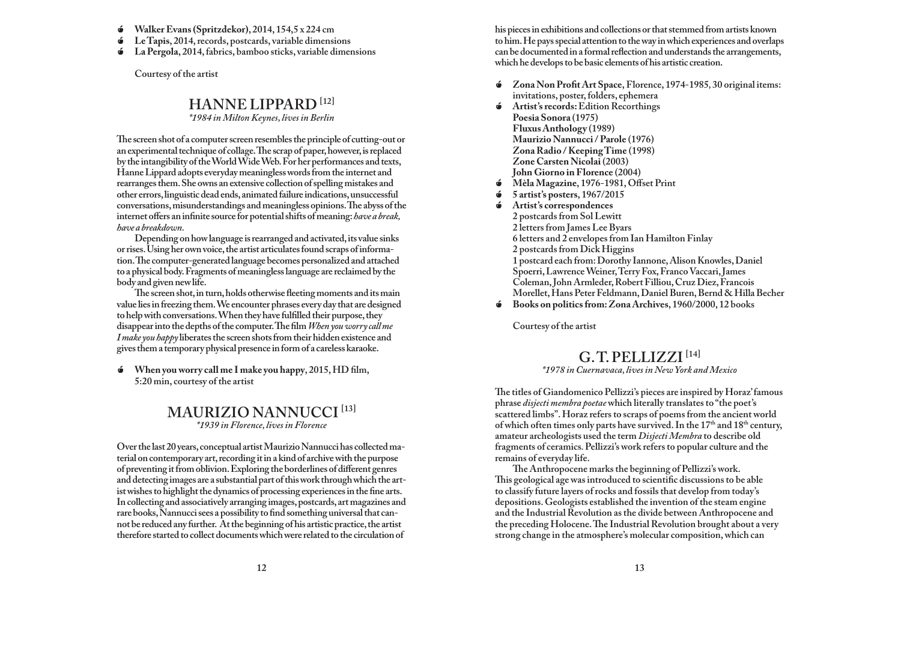- **Walker Evans (Spritzdekor)**, 2014, 154,5 x 224 cm
- **Le Tapis**, 2014, records, postcards, variable dimensions
- **La Pergola**, 2014, fabrics, bamboo sticks, variable dimensions

Courtesy of the artist

## HANNE LIPPARD [12]

*\*1984 in Milton Keynes, lives in Berlin*

The screen shot of a computer screen resembles the principle of cutting-out or an experimental technique of collage. The scrap of paper, however, is replaced by the intangibility of the World Wide Web. For her performances and texts, Hanne Lippard adopts everyday meaningless words from the internet and rearranges them. She owns an extensive collection of spelling mistakes and other errors, linguistic dead ends, animated failure indications, unsuccessful conversations, misunderstandings and meaningless opinions. The abyss of the internet offers an infinite source for potential shifts of meaning: *have a break, have a breakdown*.

Depending on how language is rearranged and activated, its value sinks or rises. Using her own voice, the artist articulates found scraps of information. The computer-generated language becomes personalized and attached to a physical body. Fragments of meaningless language are reclaimed by the body and given new life.

The screen shot, in turn, holds otherwise fleeting moments and its main value lies in freezing them. We encounter phrases every day that are designed to help with conversations. When they have fulfilled their purpose, they disappear into the depths of the computer. The film *When you worry call me I make you happy* liberates the screen shots from their hidden existence and gives them a temporary physical presence in form of a careless karaoke.

- **When you worry call me I make you happy**, 2015, HD film, 5:20 min, courtesy of the artist

## MAURIZIO NANNUCCI [13]

*\*1939 in Florence, lives in Florence*

Over the last 20 years, conceptual artist Maurizio Nannucci has collected material on contemporary art, recording it in a kind of archive with the purpose of preventing it from oblivion. Exploring the borderlines of different genres and detecting images are a substantial part of this work through which the artist wishes to highlight the dynamics of processing experiences in the fine arts. In collecting and associatively arranging images, postcards, art magazines and rare books, Nannucci sees a possibility to find something universal that cannot be reduced any further. At the beginning of his artistic practice, the artist therefore started to collect documents which were related to the circulation of his pieces in exhibitions and collections or that stemmed from artists known to him. He pays special attention to the way in which experiences and overlaps can be documented in a formal reflection and understands the arrangements, which he develops to be basic elements of his artistic creation.

- **Zona Non Profit Art Space**, Florence, 1974-1985, 30 original items: invitations, poster, folders, ephemera
- **Artist's records:** Edition Recorthings
  **Poesia Sonora** (1975)
  **Fluxus Anthology** (1989)
  **Maurizio Nannucci / Parole** (1976)
  **Zona Radio / Keeping Time** (1998)
  **Zone Carsten Nicolai** (2003)
  **John Giorno in Florence** (2004)
- **Mèla Magazine**, 1976-1981, Offset Print
- **5 artist's posters**, 1967/2015
- **Artist's correspondences**
  2 postcards from Sol Lewitt
  2 letters from James Lee Byars
  6 letters and 2 envelopes from Ian Hamilton Finlay
  2 postcards from Dick Higgins
  1 postcard each from: Dorothy Iannone, Alison Knowles, Daniel Spoerri, Lawrence Weiner, Terry Fox, Franco Vaccari, James Coleman, John Armleder, Robert Filliou, Cruz Diez, Francois Morellet, Hans Peter Feldmann, Daniel Buren, Bernd & Hilla Becher
- **Books on politics from: Zona Archives**, 1960/2000, 12 books

Courtesy of the artist

## G. T. PELLIZZI [14]

*\*1978 in Cuernavaca, lives in New York and Mexico*

The titles of Giandomenico Pellizzi's pieces are inspired by Horaz' famous phrase *disjecti membra poetae* which literally translates to "the poet's scattered limbs". Horaz refers to scraps of poems from the ancient world of which often times only parts have survived. In the 17th and 18th century, amateur archeologists used the term *Disjecti Membra* to describe old fragments of ceramics. Pellizzi's work refers to popular culture and the remains of everyday life.

The Anthropocene marks the beginning of Pellizzi's work. This geological age was introduced to scientific discussions to be able to classify future layers of rocks and fossils that develop from today's depositions. Geologists established the invention of the steam engine and the Industrial Revolution as the divide between Anthropocene and the preceding Holocene. The Industrial Revolution brought about a very strong change in the atmosphere's molecular composition, which can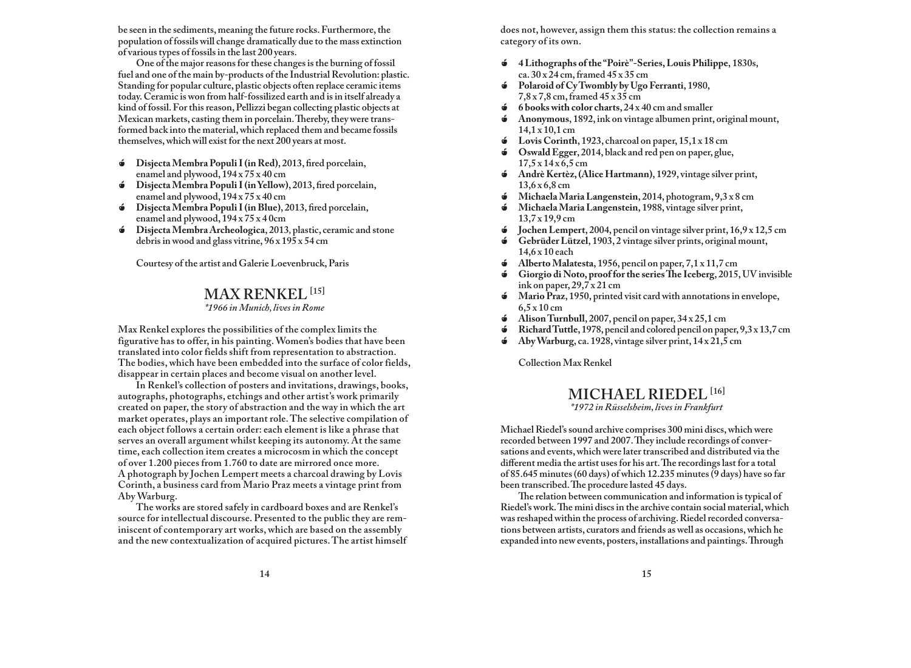be seen in the sediments, meaning the future rocks. Furthermore, the population of fossils will change dramatically due to the mass extinction of various types of fossils in the last 200 years.

One of the major reasons for these changes is the burning of fossil fuel and one of the main by-products of the Industrial Revolution: plastic. Standing for popular culture, plastic objects often replace ceramic items today. Ceramic is won from half-fossilized earth and is in itself already a kind of fossil. For this reason, Pellizzi began collecting plastic objects at Mexican markets, casting them in porcelain. Thereby, they were transformed back into the material, which replaced them and became fossils themselves, which will exist for the next 200 years at most.

- **Disjecta Membra Populi I (in Red)**, 2013, fired porcelain, enamel and plywood, 194 x 75 x 40 cm
- **Disjecta Membra Populi I (in Yellow)**, 2013, fired porcelain, enamel and plywood, 194 x 75 x 40 cm
- **Disjecta Membra Populi I (in Blue)**, 2013, fired porcelain, enamel and plywood, 194 x 75 x 4 0cm
- **Disjecta Membra Archeologica**, 2013, plastic, ceramic and stone debris in wood and glass vitrine, 96 x 195 x 54 cm

Courtesy of the artist and Galerie Loevenbruck, Paris

## MAX RENKEL [15]

*\*1966 in Munich, lives in Rome*

Max Renkel explores the possibilities of the complex limits the figurative has to offer, in his painting. Women's bodies that have been translated into color fields shift from representation to abstraction. The bodies, which have been embedded into the surface of color fields, disappear in certain places and become visual on another level.

In Renkel's collection of posters and invitations, drawings, books, autographs, photographs, etchings and other artist's work primarily created on paper, the story of abstraction and the way in which the art market operates, plays an important role. The selective compilation of each object follows a certain order: each element is like a phrase that serves an overall argument whilst keeping its autonomy. At the same time, each collection item creates a microcosm in which the concept of over 1.200 pieces from 1.760 to date are mirrored once more. A photograph by Jochen Lempert meets a charcoal drawing by Lovis Corinth, a business card from Mario Praz meets a vintage print from Aby Warburg.

The works are stored safely in cardboard boxes and are Renkel's source for intellectual discourse. Presented to the public they are reminiscent of contemporary art works, which are based on the assembly and the new contextualization of acquired pictures. The artist himself does not, however, assign them this status: the collection remains a category of its own.

- **4 Lithographs of the "Poirè"-Series, Louis Philippe**, 1830s, ca. 30 x 24 cm, framed 45 x 35 cm
- **Polaroid of Cy Twombly by Ugo Ferranti**, 1980, 7,8 x 7,8 cm, framed 45 x 35 cm
- **6 books with color charts**, 24 x 40 cm and smaller
- **Anonymous**, 1892, ink on vintage albumen print, original mount, 14,1 x 10,1 cm
- **Lovis Corinth**, 1923, charcoal on paper, 15,1 x 18 cm
- **Oswald Egger**, 2014, black and red pen on paper, glue, 17,5 x 14 x 6,5 cm
- **Andrè Kertèz, (Alice Hartmann)**, 1929, vintage silver print, 13,6 x 6,8 cm
- **Michaela Maria Langenstein**, 2014, photogram, 9,3 x 8 cm
- **Michaela Maria Langenstein**, 1988, vintage silver print, 13,7 x 19,9 cm
- **Jochen Lempert**, 2004, pencil on vintage silver print, 16,9 x 12,5 cm
- **Gebrüder Lützel**, 1903, 2 vintage silver prints, original mount, 14,6 x 10 each
- **Alberto Malatesta**, 1956, pencil on paper, 7,1 x 11,7 cm
- **Giorgio di Noto, proof for the series The Iceberg**, 2015, UV invisible ink on paper, 29,7 x 21 cm
- **Mario Praz**, 1950, printed visit card with annotations in envelope, 6,5 x 10 cm
- **Alison Turnbull**, 2007, pencil on paper, 34 x 25,1 cm
- **Richard Tuttle**, 1978, pencil and colored pencil on paper, 9,3 x 13,7 cm
- **Aby Warburg**, ca. 1928, vintage silver print, 14 x 21,5 cm

Collection Max Renkel

## MICHAEL RIEDEL [16]

*\*1972 in Rüsselsheim, lives in Frankfurt*

Michael Riedel's sound archive comprises 300 mini discs, which were recorded between 1997 and 2007. They include recordings of conversations and events, which were later transcribed and distributed via the different media the artist uses for his art. The recordings last for a total of 85.645 minutes (60 days) of which 12.235 minutes (9 days) have so far been transcribed. The procedure lasted 45 days.

The relation between communication and information is typical of Riedel's work. The mini discs in the archive contain social material, which was reshaped within the process of archiving. Riedel recorded conversations between artists, curators and friends as well as occasions, which he expanded into new events, posters, installations and paintings. Through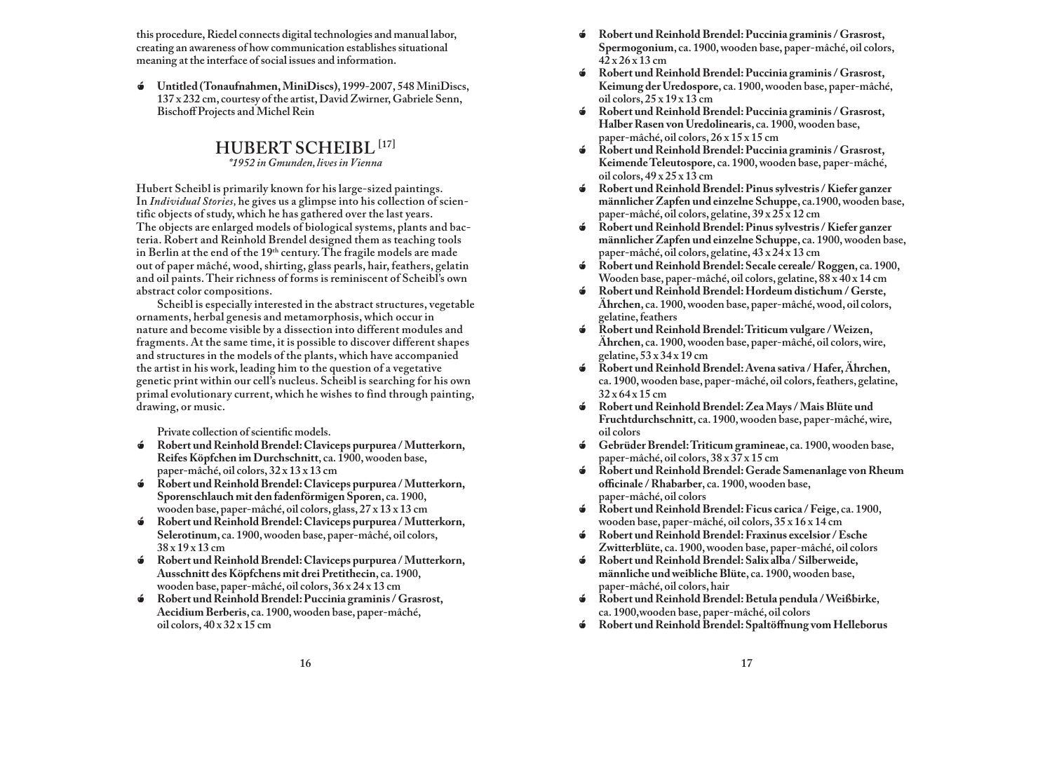this procedure, Riedel connects digital technologies and manual labor, creating an awareness of how communication establishes situational meaning at the interface of social issues and information.

- **Untitled (Tonaufnahmen, MiniDiscs)**, 1999-2007, 548 MiniDiscs, 137 x 232 cm, courtesy of the artist, David Zwirner, Gabriele Senn, Bischoff Projects and Michel Rein

## HUBERT SCHEIBL [17]

*\*1952 in Gmunden, lives in Vienna*

Hubert Scheibl is primarily known for his large-sized paintings. In *Individual Stories,* he gives us a glimpse into his collection of scientific objects of study, which he has gathered over the last years. The objects are enlarged models of biological systems, plants and bacteria. Robert and Reinhold Brendel designed them as teaching tools in Berlin at the end of the 19th century. The fragile models are made out of paper mâché, wood, shirting, glass pearls, hair, feathers, gelatin and oil paints. Their richness of forms is reminiscent of Scheibl's own abstract color compositions.

Scheibl is especially interested in the abstract structures, vegetable ornaments, herbal genesis and metamorphosis, which occur in nature and become visible by a dissection into different modules and fragments. At the same time, it is possible to discover different shapes and structures in the models of the plants, which have accompanied the artist in his work, leading him to the question of a vegetative genetic print within our cell's nucleus. Scheibl is searching for his own primal evolutionary current, which he wishes to find through painting, drawing, or music.

Private collection of scientific models.

- **Robert und Reinhold Brendel: Claviceps purpurea / Mutterkorn, Reifes Köpfchen im Durchschnitt**, ca. 1900, wooden base, paper-mâché, oil colors, 32 x 13 x 13 cm
- **Robert und Reinhold Brendel: Claviceps purpurea / Mutterkorn, Sporenschlauch mit den fadenförmigen Sporen**, ca. 1900, wooden base, paper-mâché, oil colors, glass, 27 x 13 x 13 cm
- **Robert und Reinhold Brendel: Claviceps purpurea / Mutterkorn, Selerotinum**, ca. 1900, wooden base, paper-mâché, oil colors, 38 x 19 x 13 cm
- **Robert und Reinhold Brendel: Claviceps purpurea / Mutterkorn, Ausschnitt des Köpfchens mit drei Pretithecin**, ca. 1900, wooden base, paper-mâché, oil colors, 36 x 24 x 13 cm
- **Robert und Reinhold Brendel: Puccinia graminis / Grasrost, Aecidium Berberis**, ca. 1900, wooden base, paper-mâché, oil colors, 40 x 32 x 15 cm
- **Robert und Reinhold Brendel: Puccinia graminis / Grasrost, Spermogonium**, ca. 1900, wooden base, paper-mâché, oil colors, 42 x 26 x 13 cm
- **Robert und Reinhold Brendel: Puccinia graminis / Grasrost, Keimung der Uredospore**, ca. 1900, wooden base, paper-mâché, oil colors, 25 x 19 x 13 cm
- **Robert und Reinhold Brendel: Puccinia graminis / Grasrost, Halber Rasen von Uredolinearis**, ca. 1900, wooden base, paper-mâché, oil colors, 26 x 15 x 15 cm
- **Robert und Reinhold Brendel: Puccinia graminis / Grasrost, Keimende Teleutospore**, ca. 1900, wooden base, paper-mâché, oil colors, 49 x 25 x 13 cm
- **Robert und Reinhold Brendel: Pinus sylvestris / Kiefer ganzer männlicher Zapfen und einzelne Schuppe**, ca.1900, wooden base, paper-mâché, oil colors, gelatine, 39 x 25 x 12 cm
- **Robert und Reinhold Brendel: Pinus sylvestris / Kiefer ganzer männlicher Zapfen und einzelne Schuppe**, ca. 1900, wooden base, paper-mâché, oil colors, gelatine, 43 x 24 x 13 cm
- **Robert und Reinhold Brendel: Secale cereale/ Roggen**, ca. 1900, Wooden base, paper-mâché, oil colors, gelatine, 88 x 40 x 14 cm
- **Robert und Reinhold Brendel: Hordeum distichum / Gerste, Ährchen**, ca. 1900, wooden base, paper-mâché, wood, oil colors, gelatine, feathers
- **Robert und Reinhold Brendel: Triticum vulgare / Weizen, Ährchen**, ca. 1900, wooden base, paper-mâché, oil colors, wire, gelatine, 53 x 34 x 19 cm
- **Robert und Reinhold Brendel: Avena sativa / Hafer, Ährchen**, ca. 1900, wooden base, paper-mâché, oil colors, feathers, gelatine, 32 x 64 x 15 cm
- **Robert und Reinhold Brendel: Zea Mays / Mais Blüte und Fruchtdurchschnitt**, ca. 1900, wooden base, paper-mâché, wire, oil colors
- **Gebrüder Brendel: Triticum gramineae**, ca. 1900, wooden base, paper-mâché, oil colors, 38 x 37 x 15 cm
- **Robert und Reinhold Brendel: Gerade Samenanlage von Rheum officinale / Rhabarber**, ca. 1900, wooden base, paper-mâché, oil colors
- **Robert und Reinhold Brendel: Ficus carica / Feige**, ca. 1900, wooden base, paper-mâché, oil colors, 35 x 16 x 14 cm
- **Robert und Reinhold Brendel: Fraxinus excelsior / Esche Zwitterblüte**, ca. 1900, wooden base, paper-mâché, oil colors
- **Robert und Reinhold Brendel: Salix alba / Silberweide, männliche und weibliche Blüte**, ca. 1900, wooden base, paper-mâché, oil colors, hair
- **Robert und Reinhold Brendel: Betula pendula / Weißbirke**, ca. 1900,wooden base, paper-mâché, oil colors
- **Robert und Reinhold Brendel: Spaltöffnung vom Helleborus**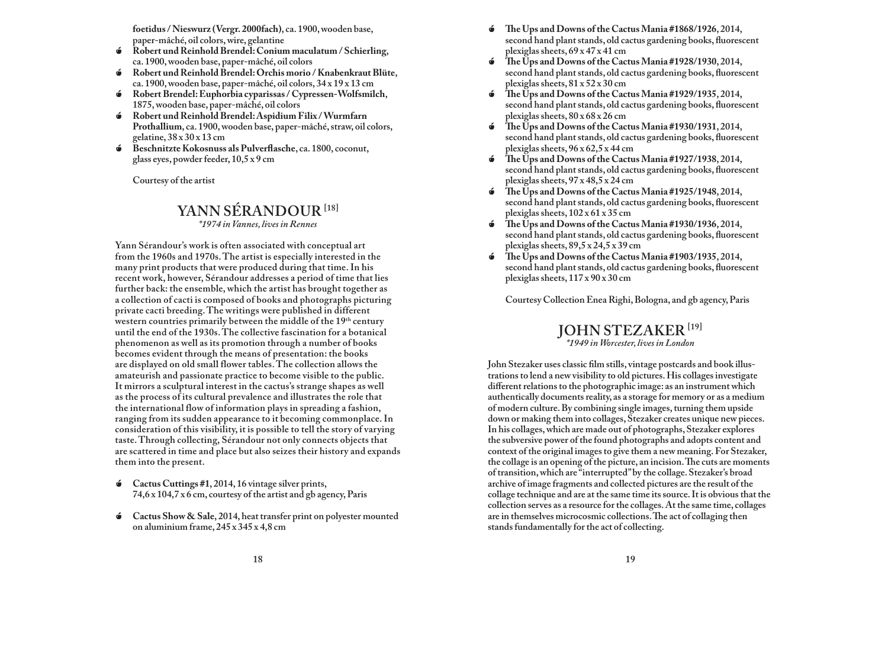**foetidus / Nieswurz (Vergr. 2000fach)**, ca. 1900, wooden base, paper-mâché, oil colors, wire, gelantine

- **Robert und Reinhold Brendel: Conium maculatum / Schierling**, ca. 1900, wooden base, paper-mâché, oil colors
- **Robert und Reinhold Brendel: Orchis morio / Knabenkraut Blüte**, ca. 1900, wooden base, paper-mâché, oil colors, 34 x 19 x 13 cm
- **Robert Brendel: Euphorbia cyparissas / Cypressen-Wolfsmilch**, 1875, wooden base, paper-mâché, oil colors
- **Robert und Reinhold Brendel: Aspidium Filix / Wurmfarn Prothallium**, ca. 1900, wooden base, paper-mâché, straw, oil colors, gelatine, 38 x 30 x 13 cm
- **Beschnitzte Kokosnuss als Pulverflasche**, ca. 1800, coconut, glass eyes, powder feeder, 10,5 x 9 cm

Courtesy of the artist

## YANN SÉRANDOUR [18]

*\*1974 in Vannes, lives in Rennes*

Yann Sérandour's work is often associated with conceptual art from the 1960s and 1970s. The artist is especially interested in the many print products that were produced during that time. In his recent work, however, Sérandour addresses a period of time that lies further back: the ensemble, which the artist has brought together as a collection of cacti is composed of books and photographs picturing private cacti breeding. The writings were published in different western countries primarily between the middle of the 19th century until the end of the 1930s. The collective fascination for a botanical phenomenon as well as its promotion through a number of books becomes evident through the means of presentation: the books are displayed on old small flower tables. The collection allows the amateurish and passionate practice to become visible to the public. It mirrors a sculptural interest in the cactus's strange shapes as well as the process of its cultural prevalence and illustrates the role that the international flow of information plays in spreading a fashion, ranging from its sudden appearance to it becoming commonplace. In consideration of this visibility, it is possible to tell the story of varying taste. Through collecting, Sérandour not only connects objects that are scattered in time and place but also seizes their history and expands them into the present.

- **Cactus Cuttings #1**, 2014, 16 vintage silver prints, 74,6 x 104,7 x 6 cm, courtesy of the artist and gb agency, Paris
- **Cactus Show & Sale**, 2014, heat transfer print on polyester mounted on aluminium frame, 245 x 345 x 4,8 cm
- **The Ups and Downs of the Cactus Mania #1868/1926**, 2014, second hand plant stands, old cactus gardening books, fluorescent plexiglas sheets, 69 x 47 x 41 cm
- **The Ups and Downs of the Cactus Mania #1928/1930**, 2014, second hand plant stands, old cactus gardening books, fluorescent plexiglas sheets, 81 x 52 x 30 cm
- **The Ups and Downs of the Cactus Mania #1929/1935**, 2014, second hand plant stands, old cactus gardening books, fluorescent plexiglas sheets, 80 x 68 x 26 cm
- **The Ups and Downs of the Cactus Mania #1930/1931**, 2014, second hand plant stands, old cactus gardening books, fluorescent plexiglas sheets, 96 x 62,5 x 44 cm
- **The Ups and Downs of the Cactus Mania #1927/1938**, 2014, second hand plant stands, old cactus gardening books, fluorescent plexiglas sheets, 97 x 48,5 x 24 cm
- **The Ups and Downs of the Cactus Mania #1925/1948**, 2014, second hand plant stands, old cactus gardening books, fluorescent plexiglas sheets, 102 x 61 x 35 cm
- **The Ups and Downs of the Cactus Mania #1930/1936**, 2014, second hand plant stands, old cactus gardening books, fluorescent plexiglas sheets, 89,5 x 24,5 x 39 cm
- **The Ups and Downs of the Cactus Mania #1903/1935**, 2014, second hand plant stands, old cactus gardening books, fluorescent plexiglas sheets, 117 x 90 x 30 cm

Courtesy Collection Enea Righi, Bologna, and gb agency, Paris

## JOHN STEZAKER [19]

*\*1949 in Worcester, lives in London*

John Stezaker uses classic film stills, vintage postcards and book illustrations to lend a new visibility to old pictures. His collages investigate different relations to the photographic image: as an instrument which authentically documents reality, as a storage for memory or as a medium of modern culture. By combining single images, turning them upside down or making them into collages, Stezaker creates unique new pieces. In his collages, which are made out of photographs, Stezaker explores the subversive power of the found photographs and adopts content and context of the original images to give them a new meaning. For Stezaker, the collage is an opening of the picture, an incision. The cuts are moments of transition, which are "interrupted" by the collage. Stezaker's broad archive of image fragments and collected pictures are the result of the collage technique and are at the same time its source. It is obvious that the collection serves as a resource for the collages. At the same time, collages are in themselves microcosmic collections. The act of collaging then stands fundamentally for the act of collecting.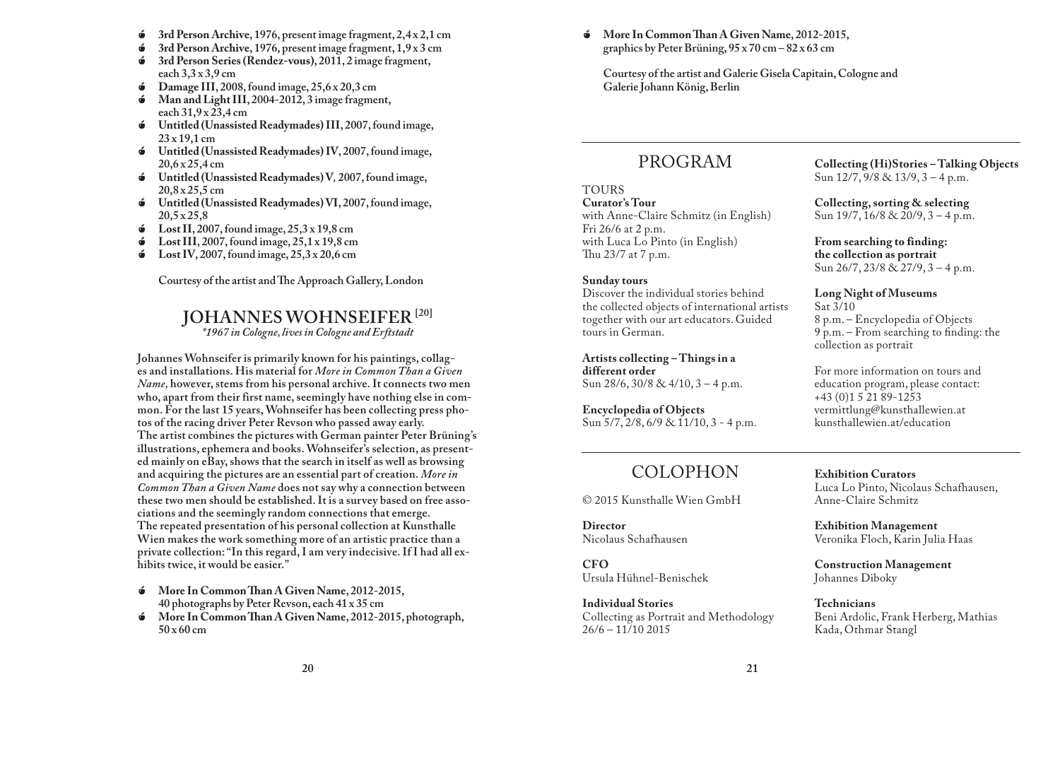- **3rd Person Archive, 1976, present image fragment, 2,4 x 2,1 cm**
- **3rd Person Archive, 1976, present image fragment, 1,9 x 3 cm**
- **3rd Person Series (Rendez-vous), 2011, 2 image fragment, each 3,3 x 3,9 cm**
- **Damage III, 2008, found image, 25,6 x 20,3 cm**
- **Man and Light III, 2004-2012, 3 image fragment, each 31,9 x 23,4 cm**
- **Untitled (Unassisted Readymades) III, 2007, found image, 23 x 19,1 cm**
- **Untitled (Unassisted Readymades) IV, 2007, found image, 20,6 x 25,4 cm**
- **Untitled (Unassisted Readymades) V, 2007, found image, 20,8 x 25,5 cm**
- **Untitled (Unassisted Readymades) VI, 2007, found image, 20,5 x 25,8**
- **Lost II, 2007, found image, 25,3 x 19,8 cm**
- **Lost III, 2007, found image, 25,1 x 19,8 cm**
- **Lost IV, 2007, found image, 25,3 x 20,6 cm**

**Courtesy of the artist and The Approach Gallery, London**

## JOHANNES WOHNSEIFER [20]

*\*1967 in Cologne, lives in Cologne and Erftstadt*

**Johannes Wohnseifer is primarily known for his paintings, collages and installations. His material for *More in Common Than a Given Name,* however, stems from his personal archive. It connects two men who, apart from their first name, seemingly have nothing else in common. For the last 15 years, Wohnseifer has been collecting press photos of the racing driver Peter Revson who passed away early. The artist combines the pictures with German painter Peter Brüning's illustrations, ephemera and books. Wohnseifer's selection, as presented mainly on eBay, shows that the search in itself as well as browsing and acquiring the pictures are an essential part of creation. *More in Common Than a Given Name* does not say why a connection between these two men should be established. It is a survey based on free associations and the seemingly random connections that emerge. The repeated presentation of his personal collection at Kunsthalle Wien makes the work something more of an artistic practice than a private collection: "In this regard, I am very indecisive. If I had all exhibits twice, it would be easier."**

- **More In Common Than A Given Name, 2012-2015, 40 photographs by Peter Revson, each 41 x 35 cm**
- **More In Common Than A Given Name, 2012-2015, photograph, 50 x 60 cm**
- **More In Common Than A Given Name, 2012-2015, graphics by Peter Brüning, 95 x 70 cm – 82 x 63 cm**

**Courtesy of the artist and Galerie Gisela Capitain, Cologne and Galerie Johann König, Berlin**

## PROGRAM

TOURS
**Curator's Tour**
with Anne-Claire Schmitz (in English)
Fri 26/6 at 2 p.m.
with Luca Lo Pinto (in English)
Thu 23/7 at 7 p.m.

**Sunday tours**
Discover the individual stories behind the collected objects of international artists together with our art educators. Guided tours in German.

**Artists collecting – Things in a different order**
Sun 28/6, 30/8 & 4/10, 3 – 4 p.m.

**Encyclopedia of Objects**
Sun 5/7, 2/8, 6/9 & 11/10, 3 - 4 p.m.

**Collecting (Hi)Stories – Talking Objects**
Sun 12/7, 9/8 & 13/9, 3 – 4 p.m.

**Collecting, sorting & selecting**
Sun 19/7, 16/8 & 20/9, 3 – 4 p.m.

**From searching to finding: the collection as portrait**
Sun 26/7, 23/8 & 27/9, 3 – 4 p.m.

**Long Night of Museums**
Sat 3/10
8 p.m. – Encyclopedia of Objects
9 p.m. – From searching to finding: the collection as portrait

For more information on tours and education program, please contact:
+43 (0)1 5 21 89-1253
vermittlung@kunsthallewien.at
kunsthallewien.at/education

## COLOPHON

© 2015 Kunsthalle Wien GmbH

**Director**
Nicolaus Schafhausen

**CFO**
Ursula Hühnel-Benischek

**Individual Stories**
Collecting as Portrait and Methodology
26/6 – 11/10 2015

**Exhibition Curators**
Luca Lo Pinto, Nicolaus Schafhausen, Anne-Claire Schmitz

**Exhibition Management**
Veronika Floch, Karin Julia Haas

**Construction Management**
Johannes Diboky

**Technicians**
Beni Ardolic, Frank Herberg, Mathias Kada, Othmar Stangl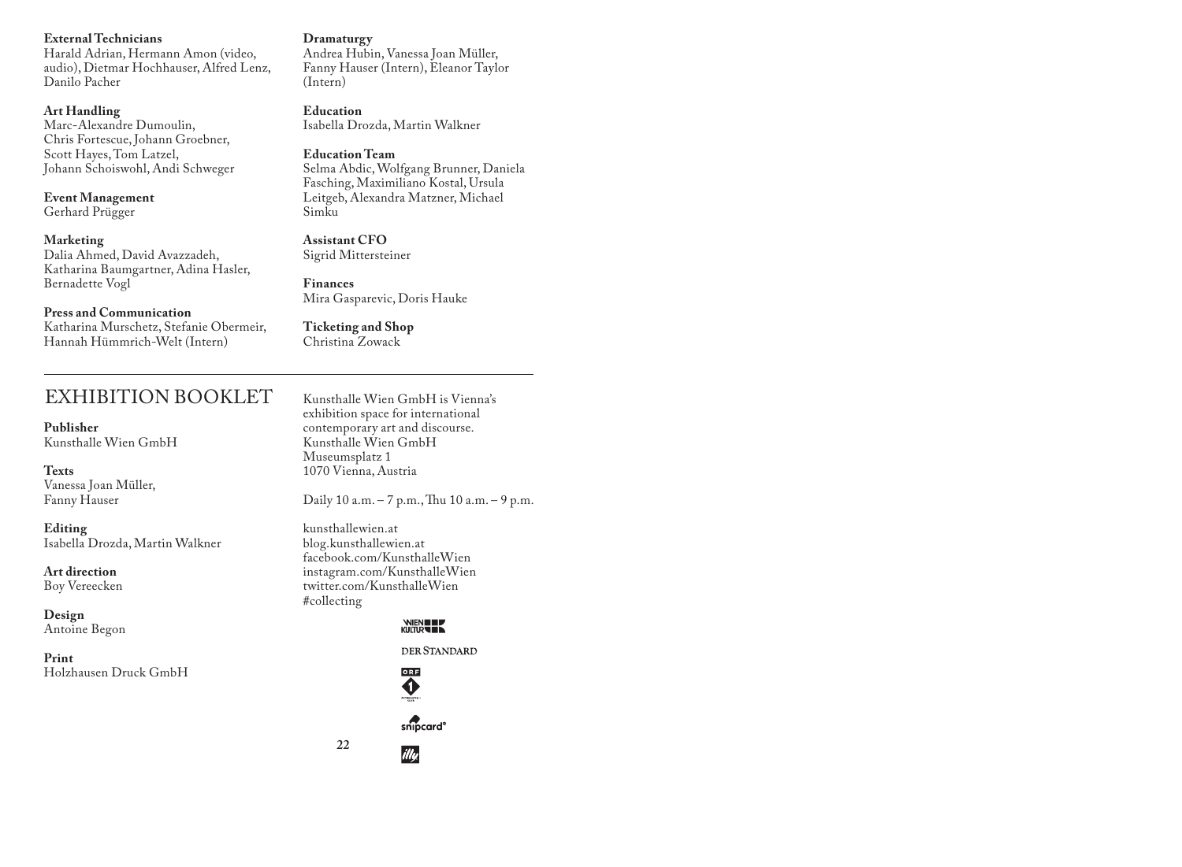**External Technicians**
Harald Adrian, Hermann Amon (video, audio), Dietmar Hochhauser, Alfred Lenz, Danilo Pacher

**Art Handling**
Marc-Alexandre Dumoulin, Chris Fortescue, Johann Groebner, Scott Hayes, Tom Latzel, Johann Schoiswohl, Andi Schweger

**Event Management**
Gerhard Prügger

**Marketing**
Dalia Ahmed, David Avazzadeh, Katharina Baumgartner, Adina Hasler, Bernadette Vogl

**Press and Communication**
Katharina Murschetz, Stefanie Obermeir, Hannah Hümmrich-Welt (Intern)

**Dramaturgy**
Andrea Hubin, Vanessa Joan Müller, Fanny Hauser (Intern), Eleanor Taylor (Intern)

**Education**
Isabella Drozda, Martin Walkner

**Education Team**
Selma Abdic, Wolfgang Brunner, Daniela Fasching, Maximiliano Kostal, Ursula Leitgeb, Alexandra Matzner, Michael Simku

**Assistant CFO**
Sigrid Mittersteiner

**Finances**
Mira Gasparevic, Doris Hauke

**Ticketing and Shop**
Christina Zowack

---

# EXHIBITION BOOKLET

**Publisher**
Kunsthalle Wien GmbH

**Texts**
Vanessa Joan Müller, Fanny Hauser

**Editing**
Isabella Drozda, Martin Walkner

**Art direction**
Boy Vereecken

**Design**
Antoine Begon

**Print**
Holzhausen Druck GmbH

Kunsthalle Wien GmbH is Vienna's exhibition space for international contemporary art and discourse.
Kunsthalle Wien GmbH
Museumsplatz 1
1070 Vienna, Austria

Daily 10 a.m. – 7 p.m., Thu 10 a.m. – 9 p.m.

kunsthallewien.at
blog.kunsthallewien.at
facebook.com/KunsthalleWien
instagram.com/KunsthalleWien
twitter.com/KunsthalleWien
#collecting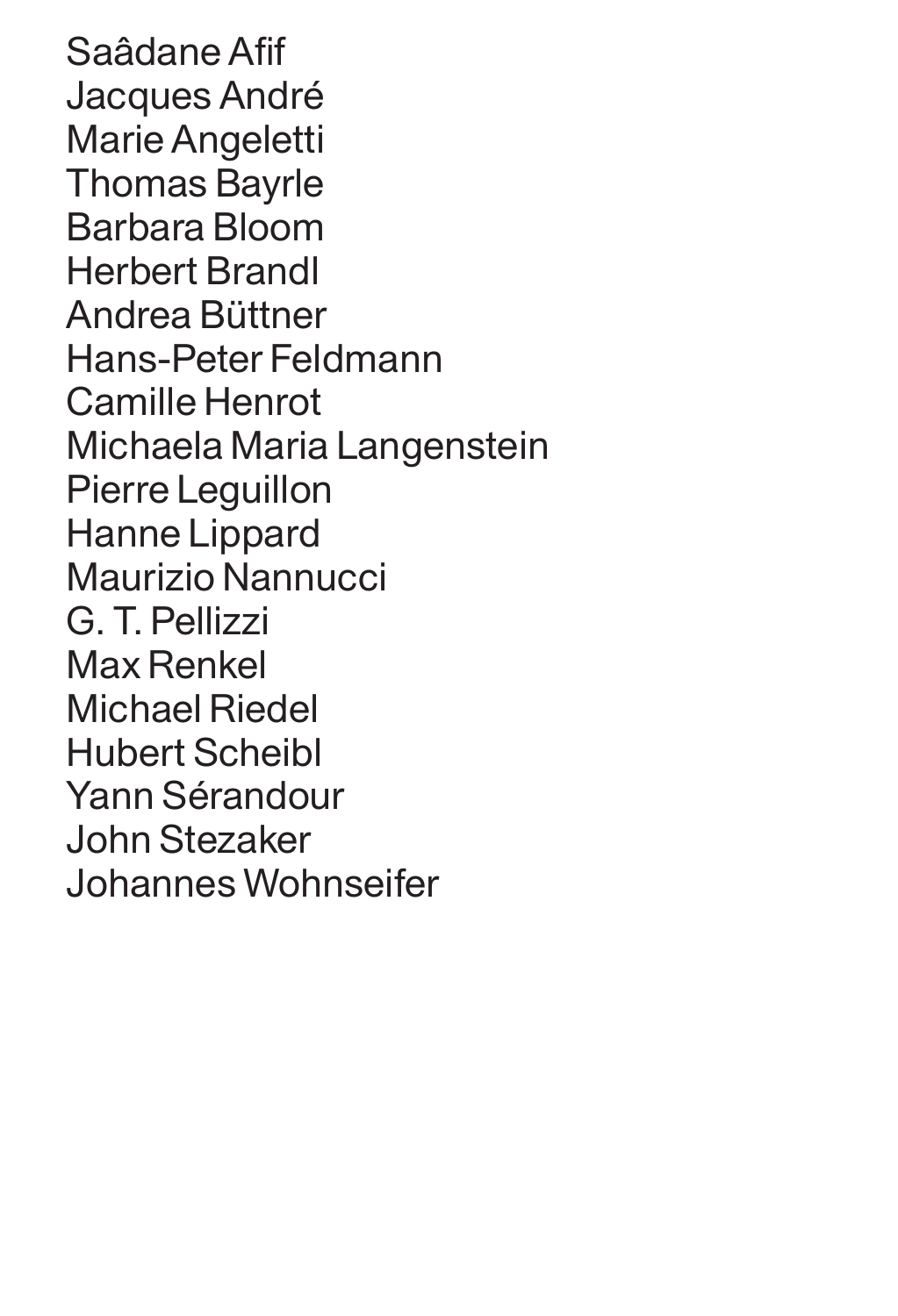Saâdane Afif
Jacques André
Marie Angeletti
Thomas Bayrle
Barbara Bloom
Herbert Brandl
Andrea Büttner
Hans-Peter Feldmann
Camille Henrot
Michaela Maria Langenstein
Pierre Leguillon
Hanne Lippard
Maurizio Nannucci
G. T. Pellizzi
Max Renkel
Michael Riedel
Hubert Scheibl
Yann Sérandour
John Stezaker
Johannes Wohnseifer